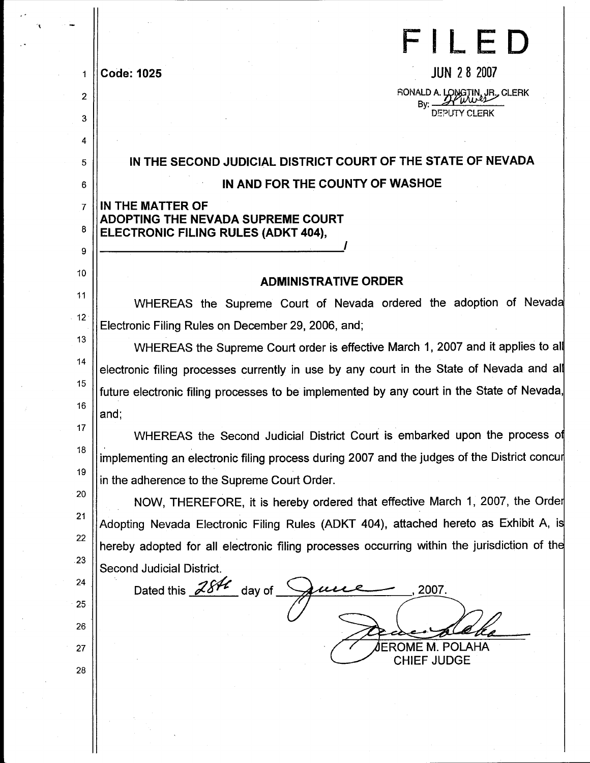Code: 1025

**FILED**

JUN 28 2007

RONALD A. LONGTIN, JR., CLERK
By: [signature]
DEPUTY CLERK

## IN THE SECOND JUDICIAL DISTRICT COURT OF THE STATE OF NEVADA

## IN AND FOR THE COUNTY OF WASHOE

**IN THE MATTER OF**
**ADOPTING THE NEVADA SUPREME COURT**
**ELECTRONIC FILING RULES (ADKT 404),**
**_______________________________________/**

### ADMINISTRATIVE ORDER

WHEREAS the Supreme Court of Nevada ordered the adoption of Nevada Electronic Filing Rules on December 29, 2006, and;

WHEREAS the Supreme Court order is effective March 1, 2007 and it applies to all electronic filing processes currently in use by any court in the State of Nevada and all future electronic filing processes to be implemented by any court in the State of Nevada, and;

WHEREAS the Second Judicial District Court is embarked upon the process of implementing an electronic filing process during 2007 and the judges of the District concur in the adherence to the Supreme Court Order.

NOW, THEREFORE, it is hereby ordered that effective March 1, 2007, the Order Adopting Nevada Electronic Filing Rules (ADKT 404), attached hereto as Exhibit A, is hereby adopted for all electronic filing processes occurring within the jurisdiction of the Second Judicial District.

Dated this 28th day of June, 2007.

[signature]
JEROME M. POLAHA
CHIEF JUDGE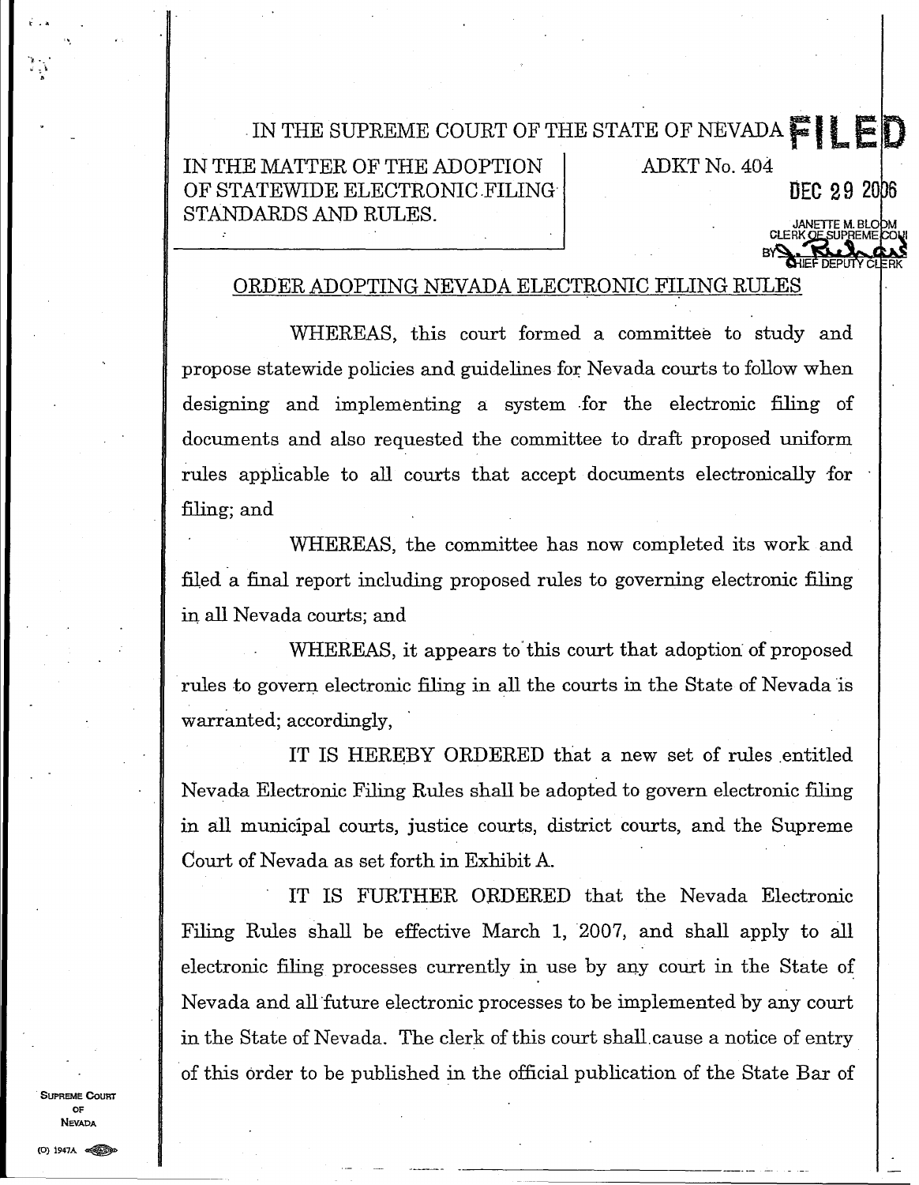IN THE SUPREME COURT OF THE STATE OF NEVADA

IN THE MATTER OF THE ADOPTION OF STATEWIDE ELECTRONIC FILING STANDARDS AND RULES.

ADKT No. 404

**FILED**

DEC 29 2006

JANETTE M. BLOOM
CLERK OF SUPREME COURT
BY [signature]
CHIEF DEPUTY CLERK

ORDER ADOPTING NEVADA ELECTRONIC FILING RULES

WHEREAS, this court formed a committee to study and propose statewide policies and guidelines for Nevada courts to follow when designing and implementing a system for the electronic filing of documents and also requested the committee to draft proposed uniform rules applicable to all courts that accept documents electronically for filing; and

WHEREAS, the committee has now completed its work and filed a final report including proposed rules to governing electronic filing in all Nevada courts; and

WHEREAS, it appears to this court that adoption of proposed rules to govern electronic filing in all the courts in the State of Nevada is warranted; accordingly,

IT IS HEREBY ORDERED that a new set of rules entitled Nevada Electronic Filing Rules shall be adopted to govern electronic filing in all municipal courts, justice courts, district courts, and the Supreme Court of Nevada as set forth in Exhibit A.

IT IS FURTHER ORDERED that the Nevada Electronic Filing Rules shall be effective March 1, 2007, and shall apply to all electronic filing processes currently in use by any court in the State of Nevada and all future electronic processes to be implemented by any court in the State of Nevada. The clerk of this court shall cause a notice of entry of this order to be published in the official publication of the State Bar of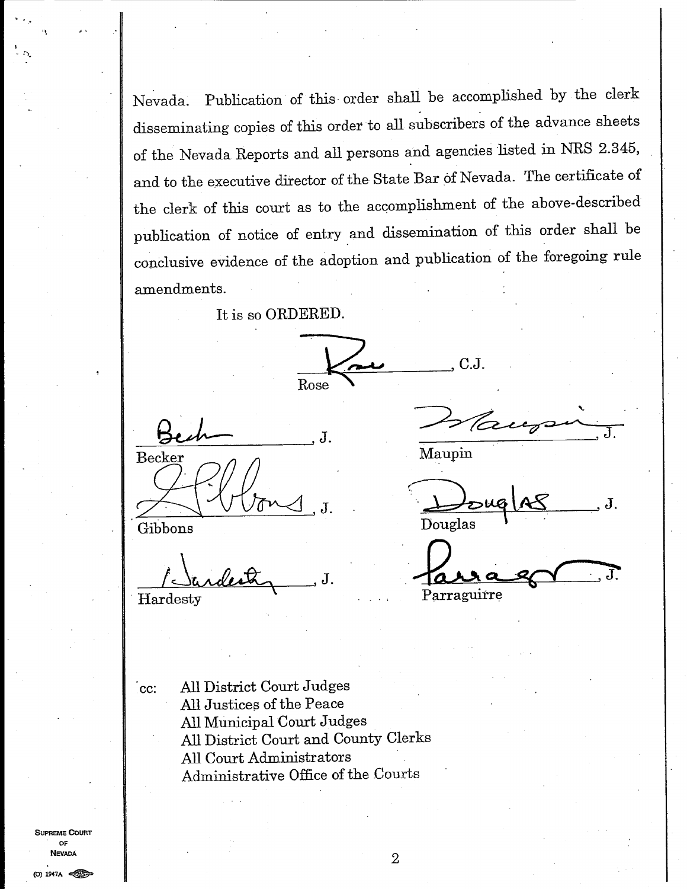Nevada. Publication of this order shall be accomplished by the clerk disseminating copies of this order to all subscribers of the advance sheets of the Nevada Reports and all persons and agencies listed in NRS 2.345, and to the executive director of the State Bar of Nevada. The certificate of the clerk of this court as to the accomplishment of the above-described publication of notice of entry and dissemination of this order shall be conclusive evidence of the adoption and publication of the foregoing rule amendments.

It is so ORDERED.

_______________, C.J.
Rose

_______________, J.
Becker

_______________, J.
Maupin

_______________, J.
Gibbons

_______________, J.
Douglas

_______________, J.
Hardesty

_______________, J.
Parraguirre

cc: All District Court Judges
All Justices of the Peace
All Municipal Court Judges
All District Court and County Clerks
All Court Administrators
Administrative Office of the Courts

SUPREME COURT OF NEVADA

(O) 1947A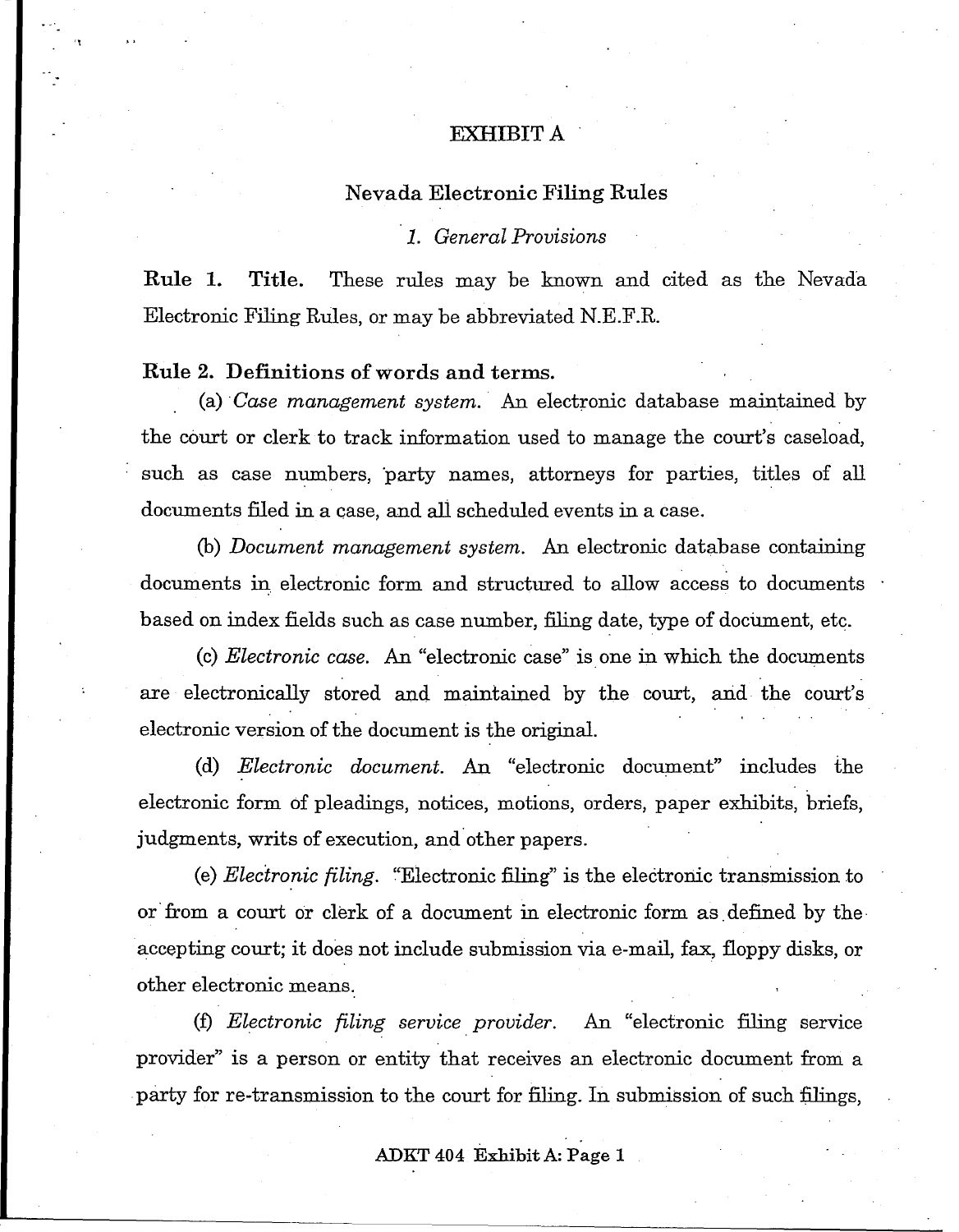# EXHIBIT A

## Nevada Electronic Filing Rules

### *1. General Provisions*

**Rule 1. Title.** These rules may be known and cited as the Nevada Electronic Filing Rules, or may be abbreviated N.E.F.R.

**Rule 2. Definitions of words and terms.**

(a) *Case management system.* An electronic database maintained by the court or clerk to track information used to manage the court's caseload, such as case numbers, party names, attorneys for parties, titles of all documents filed in a case, and all scheduled events in a case.

(b) *Document management system.* An electronic database containing documents in electronic form and structured to allow access to documents based on index fields such as case number, filing date, type of document, etc.

(c) *Electronic case.* An "electronic case" is one in which the documents are electronically stored and maintained by the court, and the court's electronic version of the document is the original.

(d) *Electronic document.* An "electronic document" includes the electronic form of pleadings, notices, motions, orders, paper exhibits, briefs, judgments, writs of execution, and other papers.

(e) *Electronic filing.* "Electronic filing" is the electronic transmission to or from a court or clerk of a document in electronic form as defined by the accepting court; it does not include submission via e-mail, fax, floppy disks, or other electronic means.

(f) *Electronic filing service provider.* An "electronic filing service provider" is a person or entity that receives an electronic document from a party for re-transmission to the court for filing. In submission of such filings,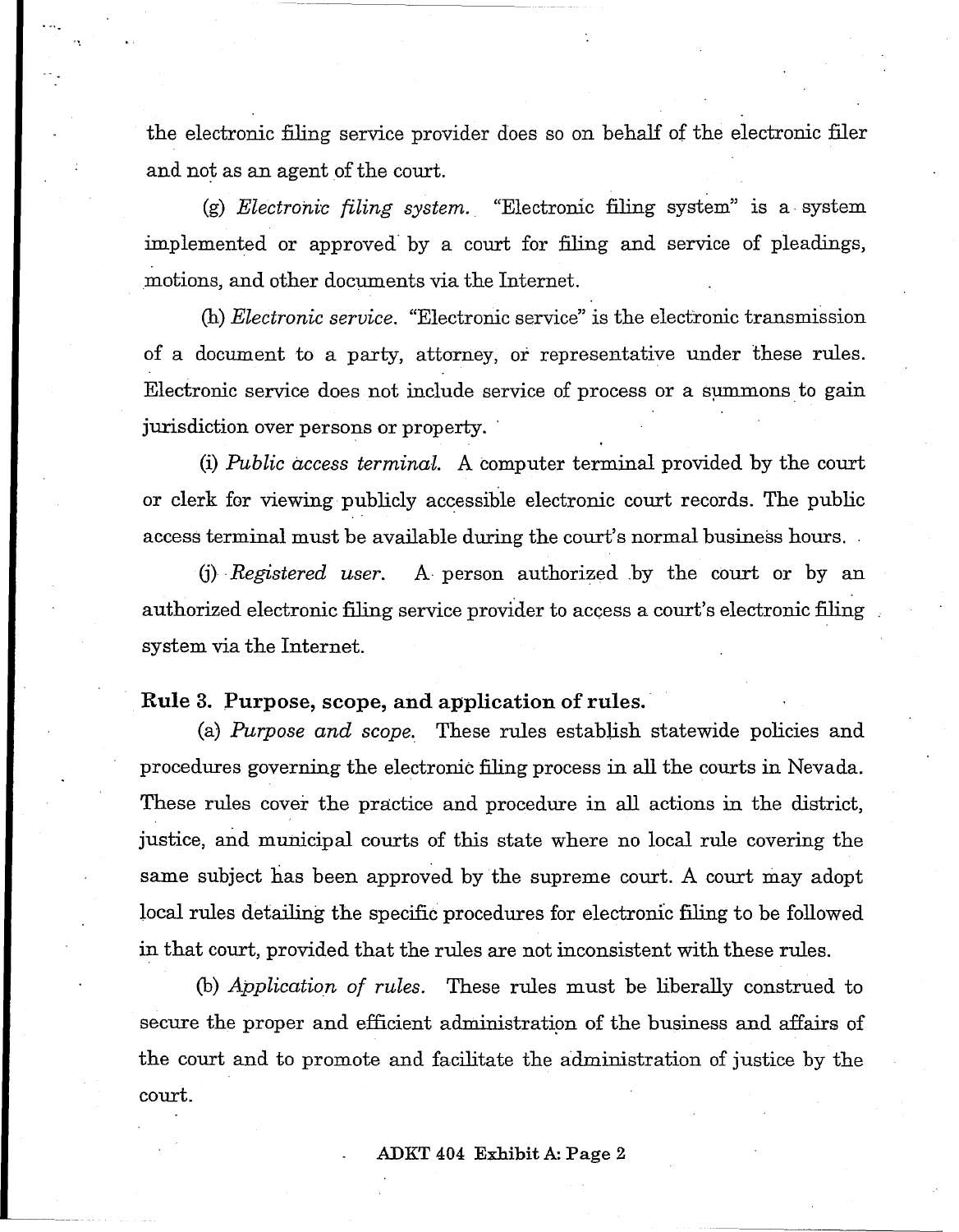the electronic filing service provider does so on behalf of the electronic filer and not as an agent of the court.

(g) *Electronic filing system.* "Electronic filing system" is a system implemented or approved by a court for filing and service of pleadings, motions, and other documents via the Internet.

(h) *Electronic service.* "Electronic service" is the electronic transmission of a document to a party, attorney, or representative under these rules. Electronic service does not include service of process or a summons to gain jurisdiction over persons or property.

(i) *Public access terminal.* A computer terminal provided by the court or clerk for viewing publicly accessible electronic court records. The public access terminal must be available during the court's normal business hours.

(j) *Registered user.* A person authorized by the court or by an authorized electronic filing service provider to access a court's electronic filing system via the Internet.

**Rule 3. Purpose, scope, and application of rules.**

(a) *Purpose and scope.* These rules establish statewide policies and procedures governing the electronic filing process in all the courts in Nevada. These rules cover the practice and procedure in all actions in the district, justice, and municipal courts of this state where no local rule covering the same subject has been approved by the supreme court. A court may adopt local rules detailing the specific procedures for electronic filing to be followed in that court, provided that the rules are not inconsistent with these rules.

(b) *Application of rules.* These rules must be liberally construed to secure the proper and efficient administration of the business and affairs of the court and to promote and facilitate the administration of justice by the court.

**ADKT 404 Exhibit A: Page 2**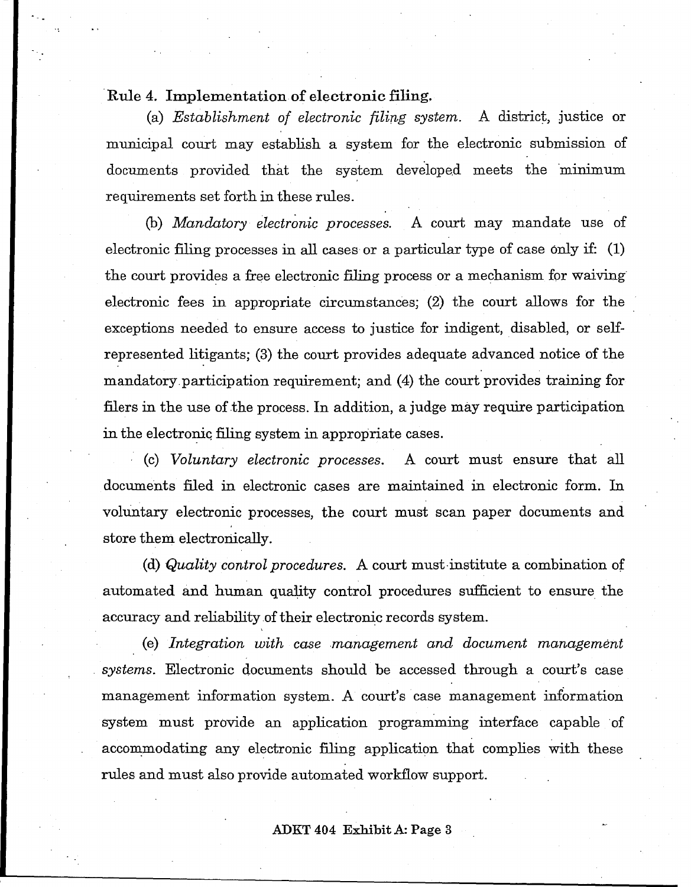**Rule 4. Implementation of electronic filing.**

(a) *Establishment of electronic filing system.* A district, justice or municipal court may establish a system for the electronic submission of documents provided that the system developed meets the minimum requirements set forth in these rules.

(b) *Mandatory electronic processes.* A court may mandate use of electronic filing processes in all cases or a particular type of case only if: (1) the court provides a free electronic filing process or a mechanism for waiving electronic fees in appropriate circumstances; (2) the court allows for the exceptions needed to ensure access to justice for indigent, disabled, or self-represented litigants; (3) the court provides adequate advanced notice of the mandatory participation requirement; and (4) the court provides training for filers in the use of the process. In addition, a judge may require participation in the electronic filing system in appropriate cases.

(c) *Voluntary electronic processes.* A court must ensure that all documents filed in electronic cases are maintained in electronic form. In voluntary electronic processes, the court must scan paper documents and store them electronically.

(d) *Quality control procedures.* A court must institute a combination of automated and human quality control procedures sufficient to ensure the accuracy and reliability of their electronic records system.

(e) *Integration with case management and document management systems.* Electronic documents should be accessed through a court's case management information system. A court's case management information system must provide an application programming interface capable of accommodating any electronic filing application that complies with these rules and must also provide automated workflow support.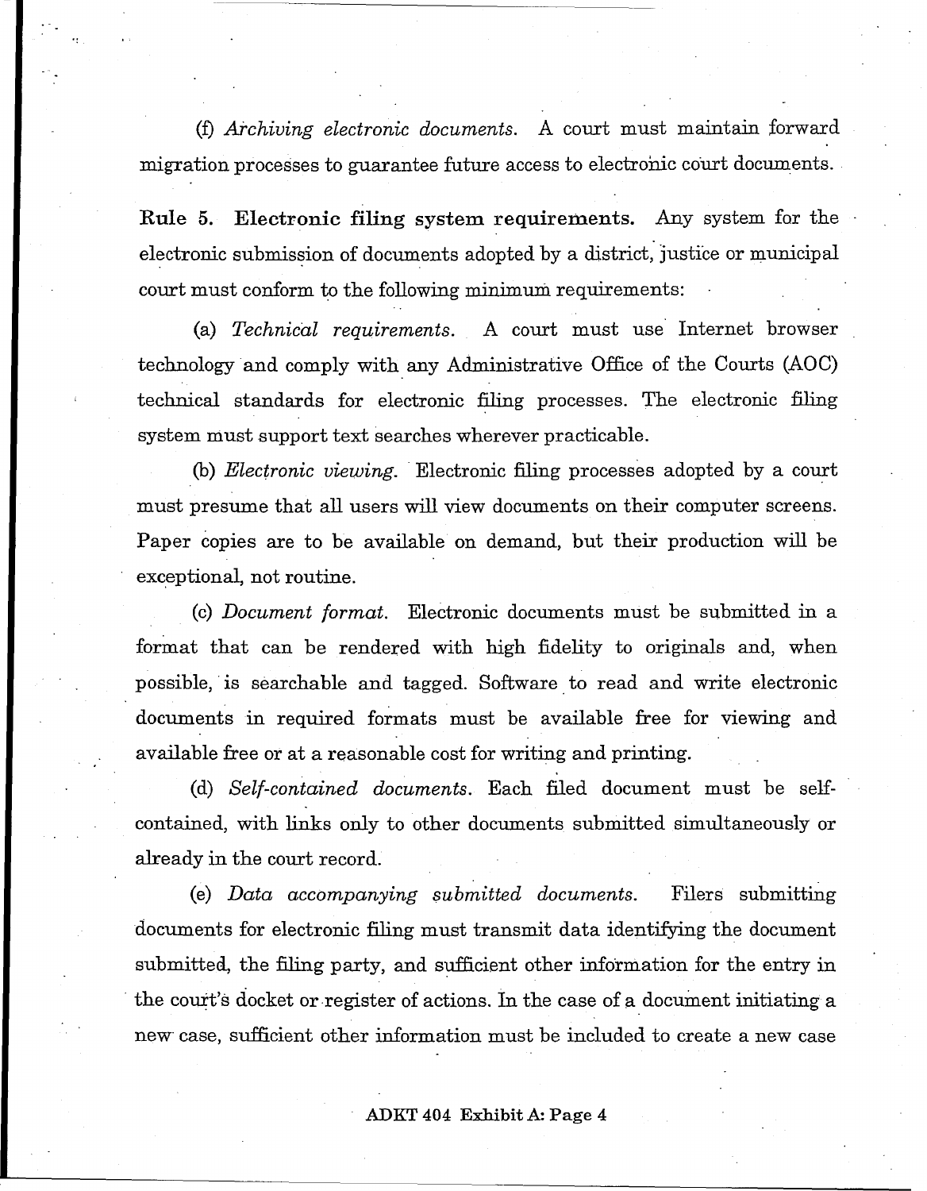(f) *Archiving electronic documents.* A court must maintain forward migration processes to guarantee future access to electronic court documents.

**Rule 5. Electronic filing system requirements.** Any system for the electronic submission of documents adopted by a district, justice or municipal court must conform to the following minimum requirements:

(a) *Technical requirements.* A court must use Internet browser technology and comply with any Administrative Office of the Courts (AOC) technical standards for electronic filing processes. The electronic filing system must support text searches wherever practicable.

(b) *Electronic viewing.* Electronic filing processes adopted by a court must presume that all users will view documents on their computer screens. Paper copies are to be available on demand, but their production will be exceptional, not routine.

(c) *Document format.* Electronic documents must be submitted in a format that can be rendered with high fidelity to originals and, when possible, is searchable and tagged. Software to read and write electronic documents in required formats must be available free for viewing and available free or at a reasonable cost for writing and printing.

(d) *Self-contained documents.* Each filed document must be self-contained, with links only to other documents submitted simultaneously or already in the court record.

(e) *Data accompanying submitted documents.* Filers submitting documents for electronic filing must transmit data identifying the document submitted, the filing party, and sufficient other information for the entry in the court's docket or register of actions. In the case of a document initiating a new case, sufficient other information must be included to create a new case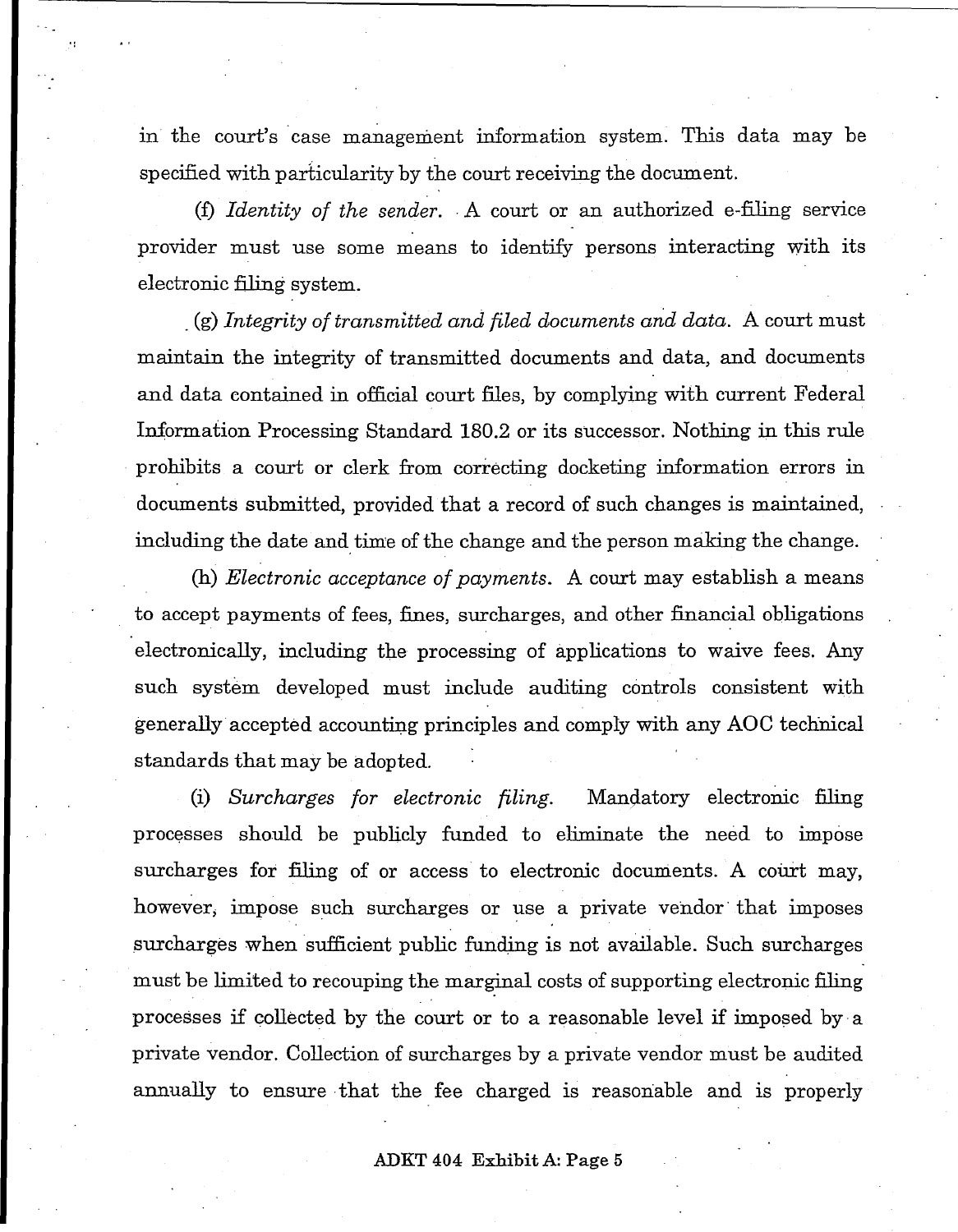in the court's case management information system. This data may be specified with particularity by the court receiving the document.

(f) *Identity of the sender.* A court or an authorized e-filing service provider must use some means to identify persons interacting with its electronic filing system.

(g) *Integrity of transmitted and filed documents and data.* A court must maintain the integrity of transmitted documents and data, and documents and data contained in official court files, by complying with current Federal Information Processing Standard 180.2 or its successor. Nothing in this rule prohibits a court or clerk from correcting docketing information errors in documents submitted, provided that a record of such changes is maintained, including the date and time of the change and the person making the change.

(h) *Electronic acceptance of payments.* A court may establish a means to accept payments of fees, fines, surcharges, and other financial obligations electronically, including the processing of applications to waive fees. Any such system developed must include auditing controls consistent with generally accepted accounting principles and comply with any AOC technical standards that may be adopted.

(i) *Surcharges for electronic filing.* Mandatory electronic filing processes should be publicly funded to eliminate the need to impose surcharges for filing of or access to electronic documents. A court may, however, impose such surcharges or use a private vendor that imposes surcharges when sufficient public funding is not available. Such surcharges must be limited to recouping the marginal costs of supporting electronic filing processes if collected by the court or to a reasonable level if imposed by a private vendor. Collection of surcharges by a private vendor must be audited annually to ensure that the fee charged is reasonable and is properly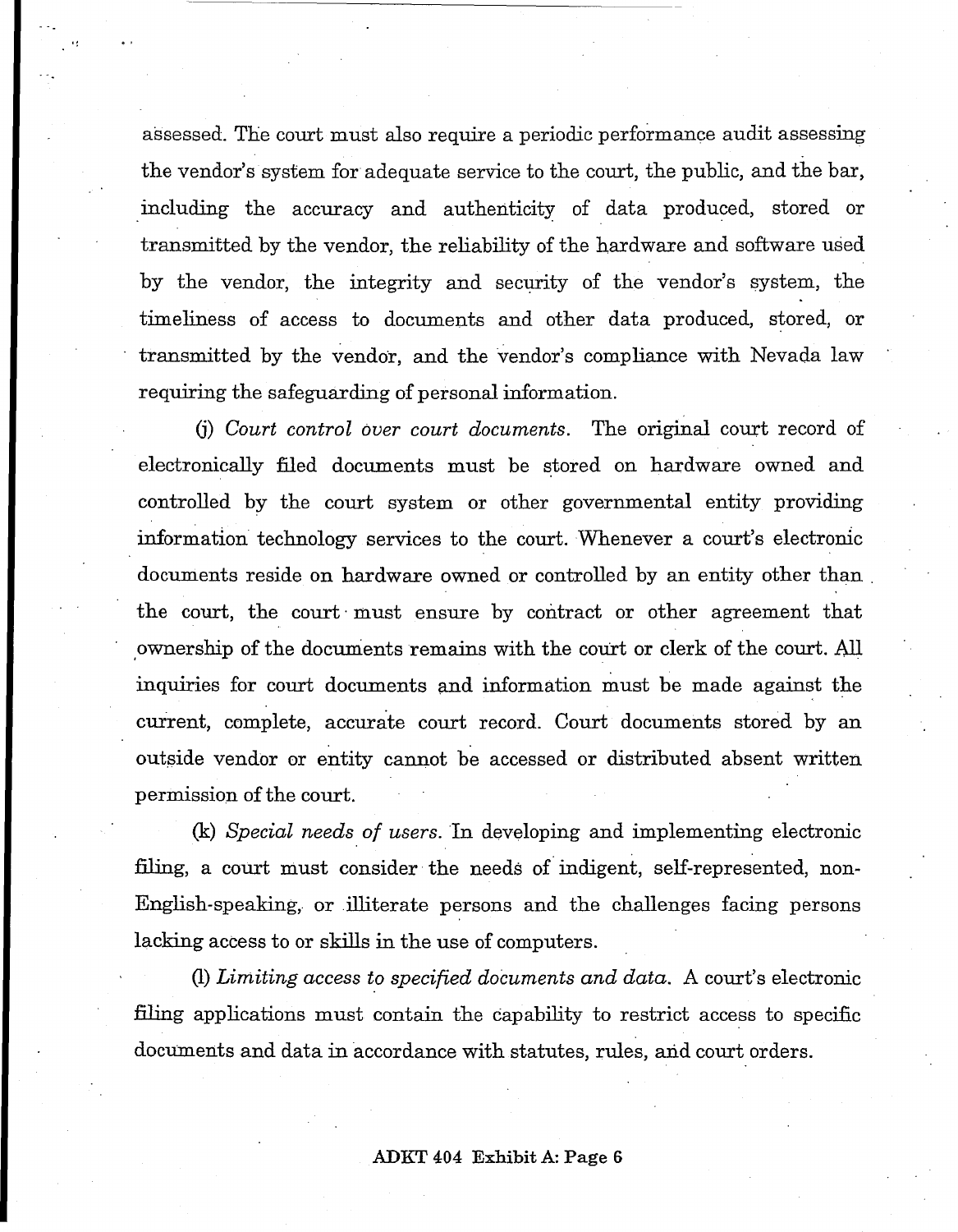assessed. The court must also require a periodic performance audit assessing the vendor's system for adequate service to the court, the public, and the bar, including the accuracy and authenticity of data produced, stored or transmitted by the vendor, the reliability of the hardware and software used by the vendor, the integrity and security of the vendor's system, the timeliness of access to documents and other data produced, stored, or transmitted by the vendor, and the vendor's compliance with Nevada law requiring the safeguarding of personal information.

(j) *Court control over court documents.* The original court record of electronically filed documents must be stored on hardware owned and controlled by the court system or other governmental entity providing information technology services to the court. Whenever a court's electronic documents reside on hardware owned or controlled by an entity other than the court, the court must ensure by contract or other agreement that ownership of the documents remains with the court or clerk of the court. All inquiries for court documents and information must be made against the current, complete, accurate court record. Court documents stored by an outside vendor or entity cannot be accessed or distributed absent written permission of the court.

(k) *Special needs of users.* In developing and implementing electronic filing, a court must consider the needs of indigent, self-represented, non-English-speaking, or illiterate persons and the challenges facing persons lacking access to or skills in the use of computers.

(l) *Limiting access to specified documents and data.* A court's electronic filing applications must contain the capability to restrict access to specific documents and data in accordance with statutes, rules, and court orders.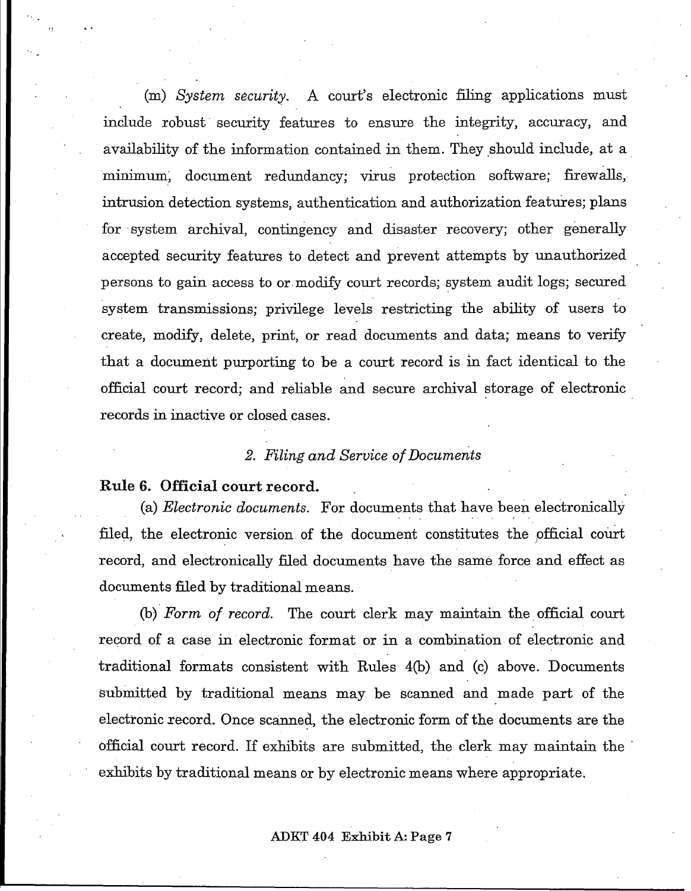(m) *System security.* A court's electronic filing applications must include robust security features to ensure the integrity, accuracy, and availability of the information contained in them. They should include, at a minimum, document redundancy; virus protection software; firewalls, intrusion detection systems, authentication and authorization features; plans for system archival, contingency and disaster recovery; other generally accepted security features to detect and prevent attempts by unauthorized persons to gain access to or modify court records; system audit logs; secured system transmissions; privilege levels restricting the ability of users to create, modify, delete, print, or read documents and data; means to verify that a document purporting to be a court record is in fact identical to the official court record; and reliable and secure archival storage of electronic records in inactive or closed cases.

*2. Filing and Service of Documents*

**Rule 6. Official court record.**

(a) *Electronic documents.* For documents that have been electronically filed, the electronic version of the document constitutes the official court record, and electronically filed documents have the same force and effect as documents filed by traditional means.

(b) *Form of record.* The court clerk may maintain the official court record of a case in electronic format or in a combination of electronic and traditional formats consistent with Rules 4(b) and (c) above. Documents submitted by traditional means may be scanned and made part of the electronic record. Once scanned, the electronic form of the documents are the official court record. If exhibits are submitted, the clerk may maintain the exhibits by traditional means or by electronic means where appropriate.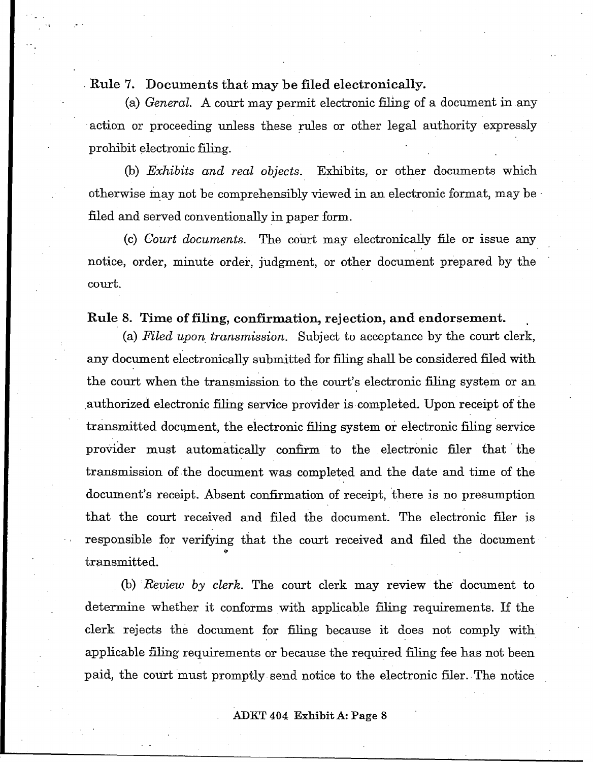**Rule 7. Documents that may be filed electronically.**

(a) *General.* A court may permit electronic filing of a document in any action or proceeding unless these rules or other legal authority expressly prohibit electronic filing.

(b) *Exhibits and real objects.* Exhibits, or other documents which otherwise may not be comprehensibly viewed in an electronic format, may be filed and served conventionally in paper form.

(c) *Court documents.* The court may electronically file or issue any notice, order, minute order, judgment, or other document prepared by the court.

**Rule 8. Time of filing, confirmation, rejection, and endorsement.**

(a) *Filed upon transmission.* Subject to acceptance by the court clerk, any document electronically submitted for filing shall be considered filed with the court when the transmission to the court's electronic filing system or an authorized electronic filing service provider is completed. Upon receipt of the transmitted document, the electronic filing system or electronic filing service provider must automatically confirm to the electronic filer that the transmission of the document was completed and the date and time of the document's receipt. Absent confirmation of receipt, there is no presumption that the court received and filed the document. The electronic filer is responsible for verifying that the court received and filed the document transmitted.

(b) *Review by clerk.* The court clerk may review the document to determine whether it conforms with applicable filing requirements. If the clerk rejects the document for filing because it does not comply with applicable filing requirements or because the required filing fee has not been paid, the court must promptly send notice to the electronic filer. The notice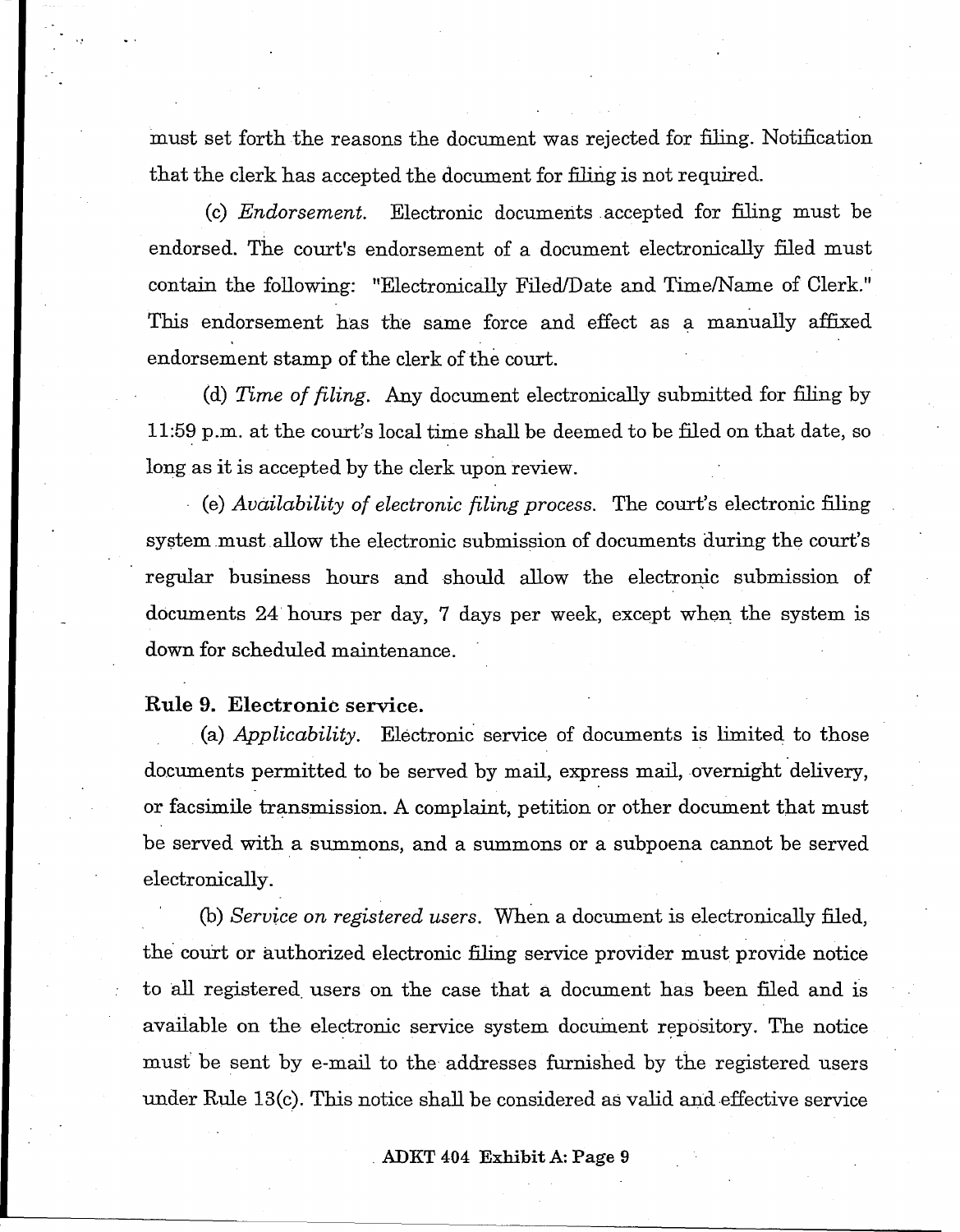must set forth the reasons the document was rejected for filing. Notification that the clerk has accepted the document for filing is not required.

(c) *Endorsement.* Electronic documents accepted for filing must be endorsed. The court's endorsement of a document electronically filed must contain the following: "Electronically Filed/Date and Time/Name of Clerk." This endorsement has the same force and effect as a manually affixed endorsement stamp of the clerk of the court.

(d) *Time of filing.* Any document electronically submitted for filing by 11:59 p.m. at the court's local time shall be deemed to be filed on that date, so long as it is accepted by the clerk upon review.

(e) *Availability of electronic filing process.* The court's electronic filing system must allow the electronic submission of documents during the court's regular business hours and should allow the electronic submission of documents 24 hours per day, 7 days per week, except when the system is down for scheduled maintenance.

**Rule 9. Electronic service.**

(a) *Applicability.* Electronic service of documents is limited to those documents permitted to be served by mail, express mail, overnight delivery, or facsimile transmission. A complaint, petition or other document that must be served with a summons, and a summons or a subpoena cannot be served electronically.

(b) *Service on registered users.* When a document is electronically filed, the court or authorized electronic filing service provider must provide notice to all registered users on the case that a document has been filed and is available on the electronic service system document repository. The notice must be sent by e-mail to the addresses furnished by the registered users under Rule 13(c). This notice shall be considered as valid and effective service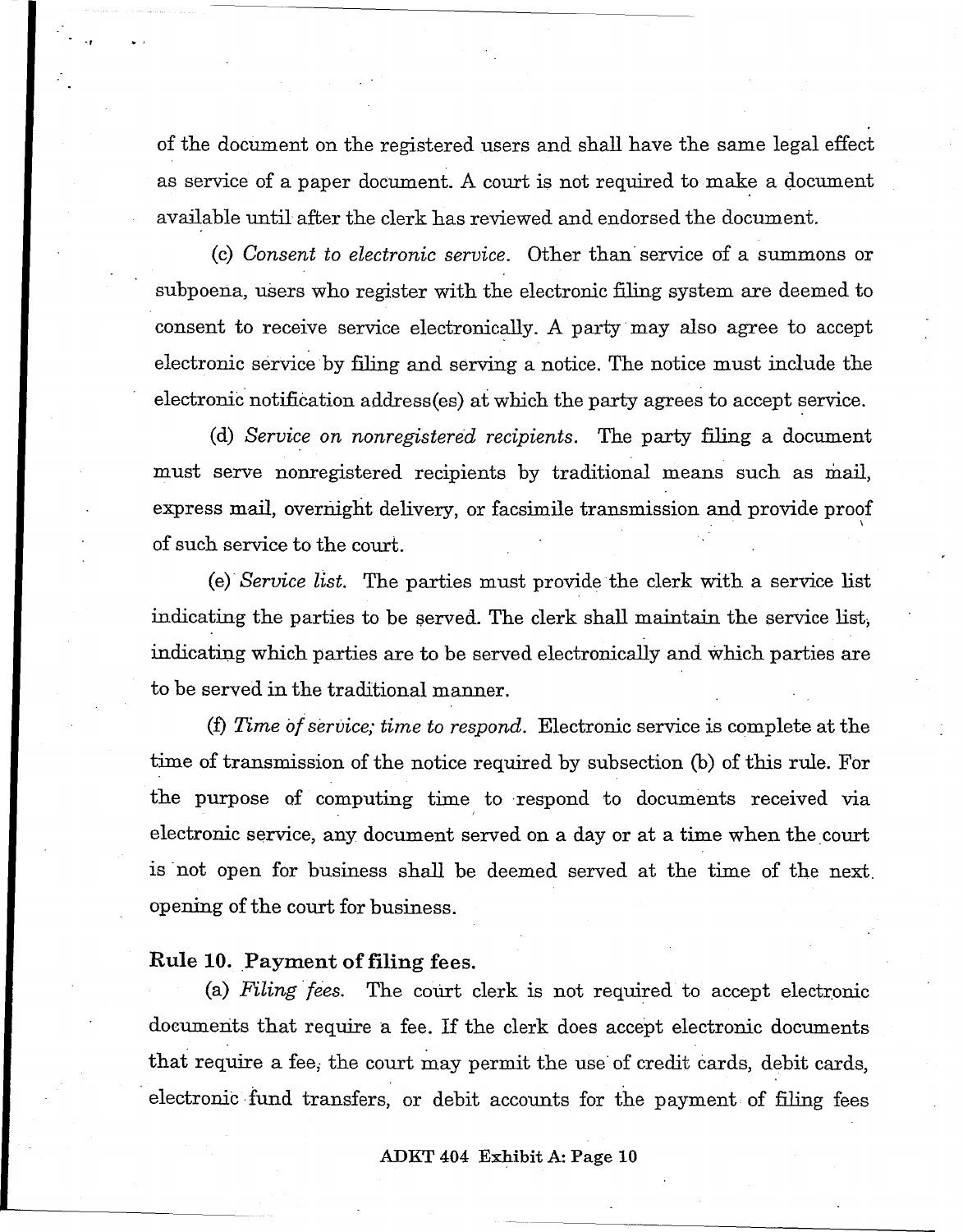of the document on the registered users and shall have the same legal effect as service of a paper document. A court is not required to make a document available until after the clerk has reviewed and endorsed the document.

(c) *Consent to electronic service.* Other than service of a summons or subpoena, users who register with the electronic filing system are deemed to consent to receive service electronically. A party may also agree to accept electronic service by filing and serving a notice. The notice must include the electronic notification address(es) at which the party agrees to accept service.

(d) *Service on nonregistered recipients.* The party filing a document must serve nonregistered recipients by traditional means such as mail, express mail, overnight delivery, or facsimile transmission and provide proof of such service to the court.

(e) *Service list.* The parties must provide the clerk with a service list indicating the parties to be served. The clerk shall maintain the service list, indicating which parties are to be served electronically and which parties are to be served in the traditional manner.

(f) *Time of service; time to respond.* Electronic service is complete at the time of transmission of the notice required by subsection (b) of this rule. For the purpose of computing time to respond to documents received via electronic service, any document served on a day or at a time when the court is not open for business shall be deemed served at the time of the next opening of the court for business.

**Rule 10. Payment of filing fees.**

(a) *Filing fees.* The court clerk is not required to accept electronic documents that require a fee. If the clerk does accept electronic documents that require a fee, the court may permit the use of credit cards, debit cards, electronic fund transfers, or debit accounts for the payment of filing fees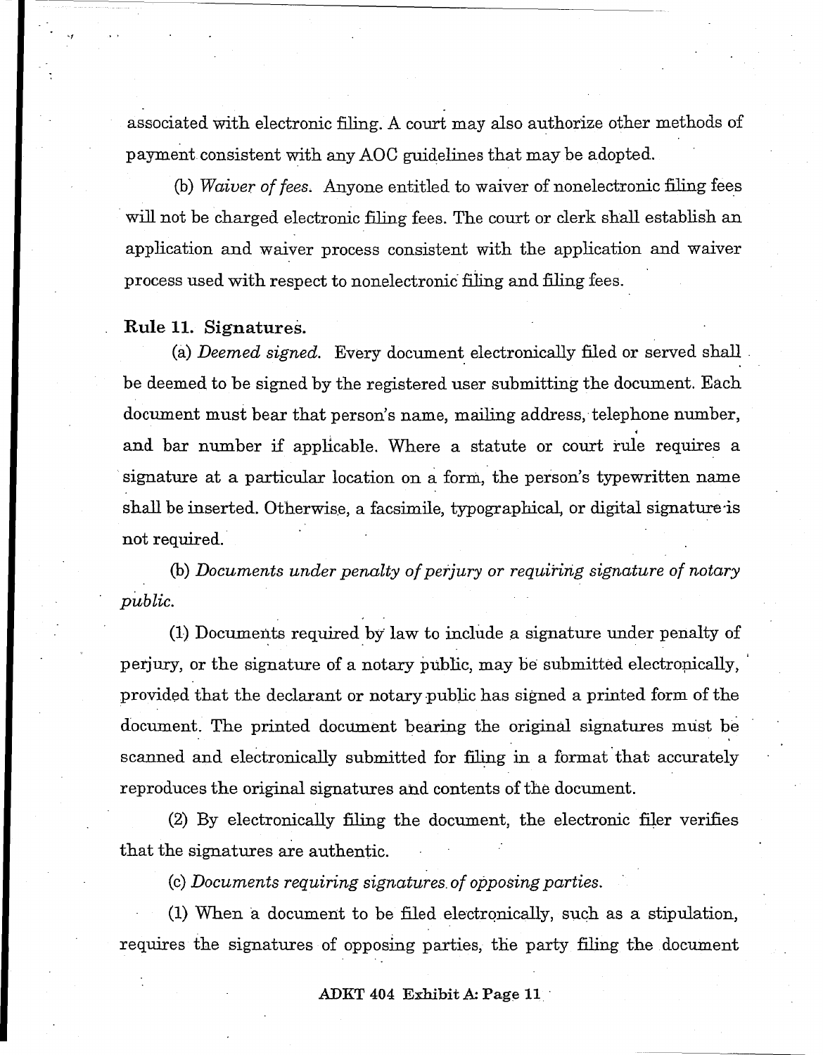associated with electronic filing. A court may also authorize other methods of payment consistent with any AOC guidelines that may be adopted.

(b) *Waiver of fees.* Anyone entitled to waiver of nonelectronic filing fees will not be charged electronic filing fees. The court or clerk shall establish an application and waiver process consistent with the application and waiver process used with respect to nonelectronic filing and filing fees.

**Rule 11. Signatures.**

(a) *Deemed signed.* Every document electronically filed or served shall be deemed to be signed by the registered user submitting the document. Each document must bear that person's name, mailing address, telephone number, and bar number if applicable. Where a statute or court rule requires a signature at a particular location on a form, the person's typewritten name shall be inserted. Otherwise, a facsimile, typographical, or digital signature is not required.

(b) *Documents under penalty of perjury or requiring signature of notary public.*

(1) Documents required by law to include a signature under penalty of perjury, or the signature of a notary public, may be submitted electronically, provided that the declarant or notary public has signed a printed form of the document. The printed document bearing the original signatures must be scanned and electronically submitted for filing in a format that accurately reproduces the original signatures and contents of the document.

(2) By electronically filing the document, the electronic filer verifies that the signatures are authentic.

(c) *Documents requiring signatures of opposing parties.*

(1) When a document to be filed electronically, such as a stipulation, requires the signatures of opposing parties, the party filing the document

ADKT 404 Exhibit A: Page 11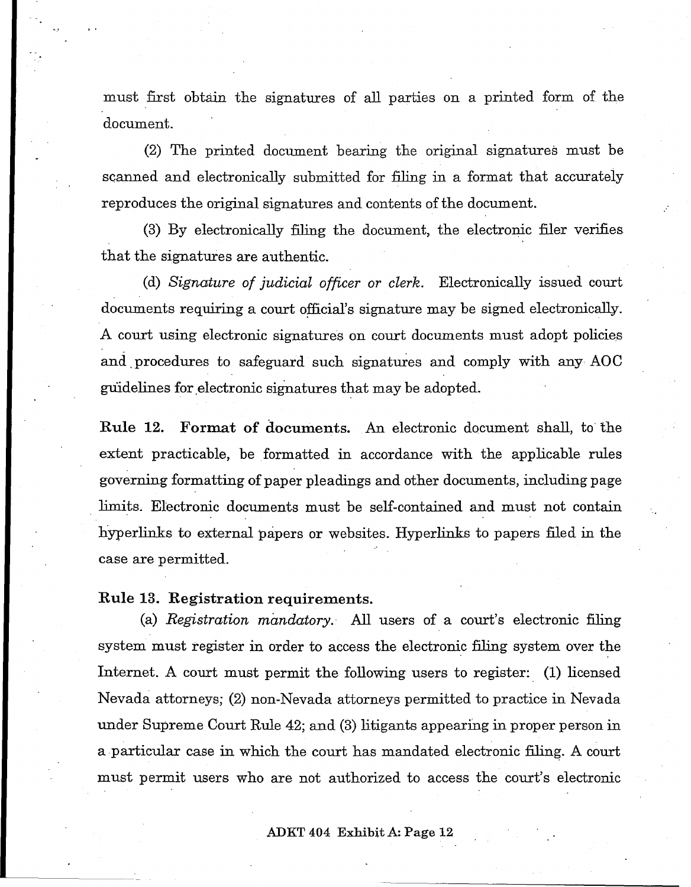must first obtain the signatures of all parties on a printed form of the document.

(2) The printed document bearing the original signatures must be scanned and electronically submitted for filing in a format that accurately reproduces the original signatures and contents of the document.

(3) By electronically filing the document, the electronic filer verifies that the signatures are authentic.

(d) *Signature of judicial officer or clerk.* Electronically issued court documents requiring a court official's signature may be signed electronically. A court using electronic signatures on court documents must adopt policies and procedures to safeguard such signatures and comply with any AOC guidelines for electronic signatures that may be adopted.

**Rule 12. Format of documents.** An electronic document shall, to the extent practicable, be formatted in accordance with the applicable rules governing formatting of paper pleadings and other documents, including page limits. Electronic documents must be self-contained and must not contain hyperlinks to external papers or websites. Hyperlinks to papers filed in the case are permitted.

**Rule 13. Registration requirements.**

(a) *Registration mandatory.* All users of a court's electronic filing system must register in order to access the electronic filing system over the Internet. A court must permit the following users to register: (1) licensed Nevada attorneys; (2) non-Nevada attorneys permitted to practice in Nevada under Supreme Court Rule 42; and (3) litigants appearing in proper person in a particular case in which the court has mandated electronic filing. A court must permit users who are not authorized to access the court's electronic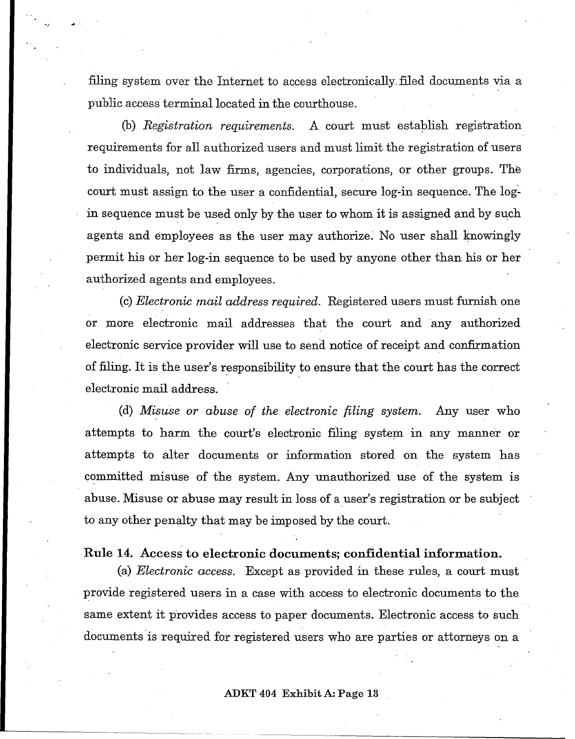filing system over the Internet to access electronically filed documents via a public access terminal located in the courthouse.

(b) *Registration requirements.* A court must establish registration requirements for all authorized users and must limit the registration of users to individuals, not law firms, agencies, corporations, or other groups. The court must assign to the user a confidential, secure log-in sequence. The log-in sequence must be used only by the user to whom it is assigned and by such agents and employees as the user may authorize. No user shall knowingly permit his or her log-in sequence to be used by anyone other than his or her authorized agents and employees.

(c) *Electronic mail address required.* Registered users must furnish one or more electronic mail addresses that the court and any authorized electronic service provider will use to send notice of receipt and confirmation of filing. It is the user's responsibility to ensure that the court has the correct electronic mail address.

(d) *Misuse or abuse of the electronic filing system.* Any user who attempts to harm the court's electronic filing system in any manner or attempts to alter documents or information stored on the system has committed misuse of the system. Any unauthorized use of the system is abuse. Misuse or abuse may result in loss of a user's registration or be subject to any other penalty that may be imposed by the court.

**Rule 14. Access to electronic documents; confidential information.**

(a) *Electronic access.* Except as provided in these rules, a court must provide registered users in a case with access to electronic documents to the same extent it provides access to paper documents. Electronic access to such documents is required for registered users who are parties or attorneys on a

ADKT 404 Exhibit A: Page 13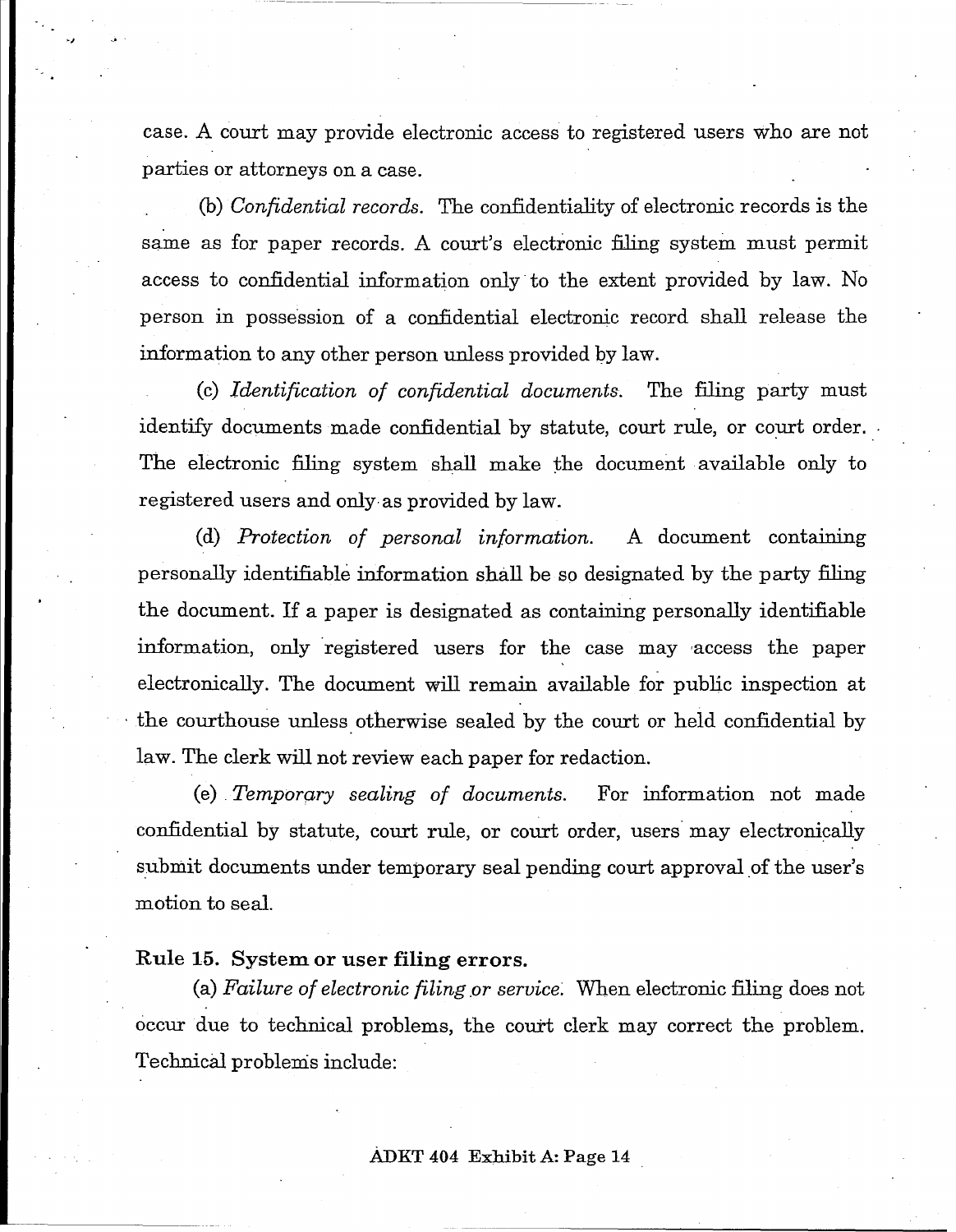case. A court may provide electronic access to registered users who are not parties or attorneys on a case.

(b) *Confidential records.* The confidentiality of electronic records is the same as for paper records. A court's electronic filing system must permit access to confidential information only to the extent provided by law. No person in possession of a confidential electronic record shall release the information to any other person unless provided by law.

(c) *Identification of confidential documents.* The filing party must identify documents made confidential by statute, court rule, or court order. The electronic filing system shall make the document available only to registered users and only as provided by law.

(d) *Protection of personal information.* A document containing personally identifiable information shall be so designated by the party filing the document. If a paper is designated as containing personally identifiable information, only registered users for the case may access the paper electronically. The document will remain available for public inspection at the courthouse unless otherwise sealed by the court or held confidential by law. The clerk will not review each paper for redaction.

(e) *Temporary sealing of documents.* For information not made confidential by statute, court rule, or court order, users may electronically submit documents under temporary seal pending court approval of the user's motion to seal.

**Rule 15. System or user filing errors.**

(a) *Failure of electronic filing or service.* When electronic filing does not occur due to technical problems, the court clerk may correct the problem. Technical problems include: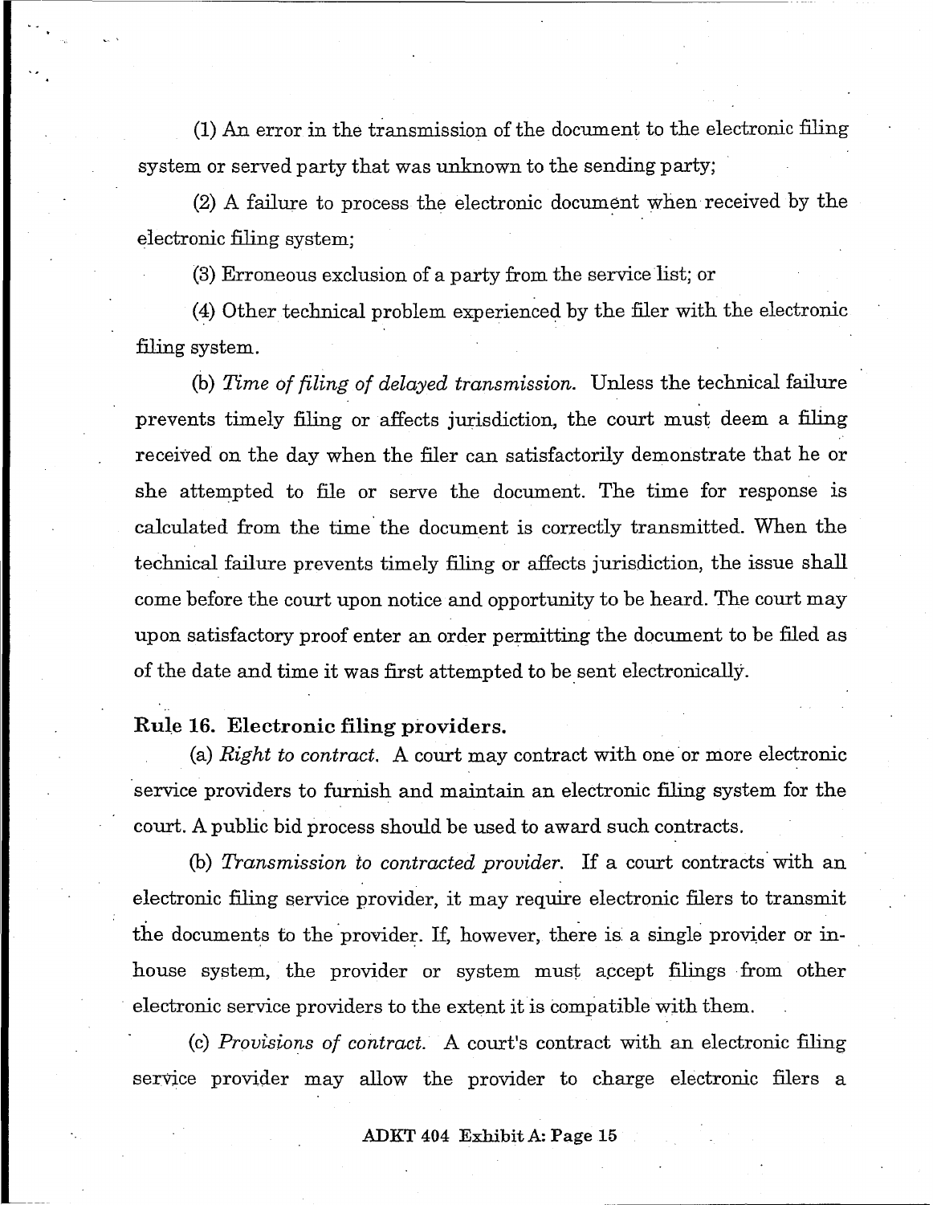(1) An error in the transmission of the document to the electronic filing system or served party that was unknown to the sending party;

(2) A failure to process the electronic document when received by the electronic filing system;

(3) Erroneous exclusion of a party from the service list; or

(4) Other technical problem experienced by the filer with the electronic filing system.

(b) *Time of filing of delayed transmission.* Unless the technical failure prevents timely filing or affects jurisdiction, the court must deem a filing received on the day when the filer can satisfactorily demonstrate that he or she attempted to file or serve the document. The time for response is calculated from the time the document is correctly transmitted. When the technical failure prevents timely filing or affects jurisdiction, the issue shall come before the court upon notice and opportunity to be heard. The court may upon satisfactory proof enter an order permitting the document to be filed as of the date and time it was first attempted to be sent electronically.

**Rule 16. Electronic filing providers.**

(a) *Right to contract.* A court may contract with one or more electronic service providers to furnish and maintain an electronic filing system for the court. A public bid process should be used to award such contracts.

(b) *Transmission to contracted provider.* If a court contracts with an electronic filing service provider, it may require electronic filers to transmit the documents to the provider. If, however, there is a single provider or in-house system, the provider or system must accept filings from other electronic service providers to the extent it is compatible with them.

(c) *Provisions of contract.* A court's contract with an electronic filing service provider may allow the provider to charge electronic filers a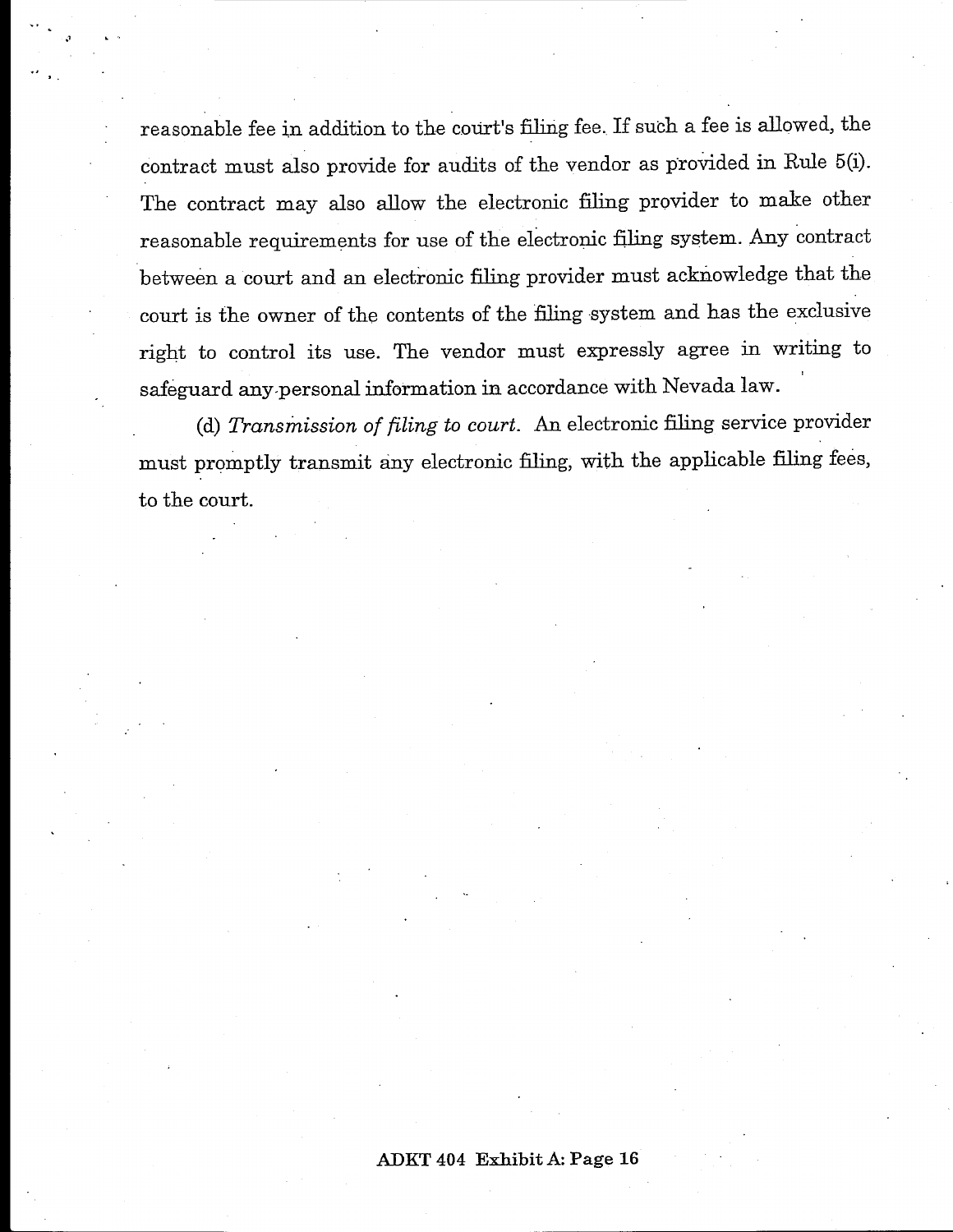reasonable fee in addition to the court's filing fee. If such a fee is allowed, the contract must also provide for audits of the vendor as provided in Rule 5(i). The contract may also allow the electronic filing provider to make other reasonable requirements for use of the electronic filing system. Any contract between a court and an electronic filing provider must acknowledge that the court is the owner of the contents of the filing system and has the exclusive right to control its use. The vendor must expressly agree in writing to safeguard any personal information in accordance with Nevada law.

(d) *Transmission of filing to court.* An electronic filing service provider must promptly transmit any electronic filing, with the applicable filing fees, to the court.

**ADKT 404 Exhibit A: Page 16**